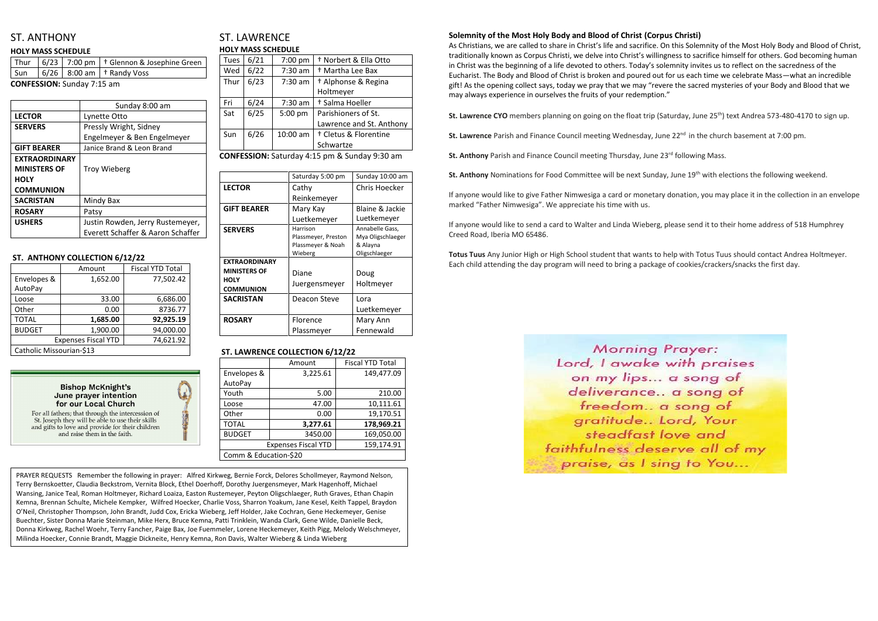# ST. ANTHONY

**HOLY MASS SCHEDULE**

| | | | |
|---|---|---|---|
| Thur | 6/23 | 7:00 pm | † Glennon & Josephine Green |
| Sun | 6/26 | 8:00 am | † Randy Voss |

**CONFESSION:** Sunday 7:15 am

| | Sunday 8:00 am |
|---|---|
| **LECTOR** | Lynette Otto |
| **SERVERS** | Pressly Wright, Sidney Engelmeyer & Ben Engelmeyer |
| **GIFT BEARER** | Janice Brand & Leon Brand |
| **EXTRAORDINARY MINISTERS OF HOLY COMMUNION** | Troy Wieberg |
| **SACRISTAN** | Mindy Bax |
| **ROSARY** | Patsy |
| **USHERS** | Justin Rowden, Jerry Rustemeyer, Everett Schaffer & Aaron Schaffer |

## ST. ANTHONY COLLECTION 6/12/22

| | Amount | Fiscal YTD Total |
|---|---|---|
| Envelopes & AutoPay | 1,652.00 | 77,502.42 |
| Loose | 33.00 | 6,686.00 |
| Other | 0.00 | 8736.77 |
| TOTAL | **1,685.00** | **92,925.19** |
| BUDGET | 1,900.00 | 94,000.00 |
| Expenses Fiscal YTD | | 74,621.92 |
| Catholic Missourian-$13 | | |

**Bishop McKnight's June prayer intention for our Local Church**

For all fathers; that through the intercession of St. Joseph they will be able to use their skills and gifts to love and provide for their children and raise them in the faith.

# ST. LAWRENCE

**HOLY MASS SCHEDULE**

| | | | |
|---|---|---|---|
| Tues | 6/21 | 7:00 pm | † Norbert & Ella Otto |
| Wed | 6/22 | 7:30 am | † Martha Lee Bax |
| Thur | 6/23 | 7:30 am | † Alphonse & Regina Holtmeyer |
| Fri | 6/24 | 7:30 am | † Salma Hoeller |
| Sat | 6/25 | 5:00 pm | Parishioners of St. Lawrence and St. Anthony |
| Sun | 6/26 | 10:00 am | † Cletus & Florentine Schwartze |

**CONFESSION:** Saturday 4:15 pm & Sunday 9:30 am

| | Saturday 5:00 pm | Sunday 10:00 am |
|---|---|---|
| **LECTOR** | Cathy Reinkemeyer | Chris Hoecker |
| **GIFT BEARER** | Mary Kay Luetkemeyer | Blaine & Jackie Luetkemeyer |
| **SERVERS** | Harrison Plassmeyer, Preston Plassmeyer & Noah Wieberg | Annabelle Gass, Mya Oligschlaeger & Alayna Oligschlaeger |
| **EXTRAORDINARY MINISTERS OF HOLY COMMUNION** | Diane Juergensmeyer | Doug Holtmeyer |
| **SACRISTAN** | Deacon Steve | Lora Luetkemeyer |
| **ROSARY** | Florence Plassmeyer | Mary Ann Fennewald |

## ST. LAWRENCE COLLECTION 6/12/22

| | Amount | Fiscal YTD Total |
|---|---|---|
| Envelopes & AutoPay | 3,225.61 | 149,477.09 |
| Youth | 5.00 | 210.00 |
| Loose | 47.00 | 10,111.61 |
| Other | 0.00 | 19,170.51 |
| TOTAL | **3,277.61** | **178,969.21** |
| BUDGET | 3450.00 | 169,050.00 |
| Expenses Fiscal YTD | | 159,174.91 |
| Comm & Education-$20 | | |

PRAYER REQUESTS Remember the following in prayer: Alfred Kirkweg, Bernie Forck, Delores Schollmeyer, Raymond Nelson, Terry Bernskoetter, Claudia Beckstrom, Vernita Block, Ethel Doerhoff, Dorothy Juergensmeyer, Mark Hagenhoff, Michael Wansing, Janice Teal, Roman Holtmeyer, Richard Loaiza, Easton Rustemeyer, Peyton Oligschlaeger, Ruth Graves, Ethan Chapin Kemna, Brennan Schulte, Michele Kempker, Wilfred Hoecker, Charlie Voss, Sharron Yoakum, Jane Kesel, Keith Tappel, Braydon O'Neil, Christopher Thompson, John Brandt, Judd Cox, Ericka Wieberg, Jeff Holder, Jake Cochran, Gene Heckemeyer, Genise Buechter, Sister Donna Marie Steinman, Mike Herx, Bruce Kemna, Patti Trinklein, Wanda Clark, Gene Wilde, Danielle Beck, Donna Kirkweg, Rachel Woehr, Terry Fancher, Paige Bax, Joe Fuemmeler, Lorene Heckemeyer, Keith Pigg, Melody Welschmeyer, Milinda Hoecker, Connie Brandt, Maggie Dickneite, Henry Kemna, Ron Davis, Walter Wieberg & Linda Wieberg

**Solemnity of the Most Holy Body and Blood of Christ (Corpus Christi)**

As Christians, we are called to share in Christ's life and sacrifice. On this Solemnity of the Most Holy Body and Blood of Christ, traditionally known as Corpus Christi, we delve into Christ's willingness to sacrifice himself for others. God becoming human in Christ was the beginning of a life devoted to others. Today's solemnity invites us to reflect on the sacredness of the Eucharist. The Body and Blood of Christ is broken and poured out for us each time we celebrate Mass—what an incredible gift! As the opening collect says, today we pray that we may "revere the sacred mysteries of your Body and Blood that we may always experience in ourselves the fruits of your redemption."

**St. Lawrence CYO** members planning on going on the float trip (Saturday, June 25th) text Andrea 573-480-4170 to sign up.

**St. Lawrence** Parish and Finance Council meeting Wednesday, June 22nd in the church basement at 7:00 pm.

**St. Anthony** Parish and Finance Council meeting Thursday, June 23rd following Mass.

**St. Anthony** Nominations for Food Committee will be next Sunday, June 19th with elections the following weekend.

If anyone would like to give Father Nimwesiga a card or monetary donation, you may place it in the collection in an envelope marked "Father Nimwesiga". We appreciate his time with us.

If anyone would like to send a card to Walter and Linda Wieberg, please send it to their home address of 518 Humphrey Creed Road, Iberia MO 65486.

**Totus Tuus** Any Junior High or High School student that wants to help with Totus Tuus should contact Andrea Holtmeyer. Each child attending the day program will need to bring a package of cookies/crackers/snacks the first day.

Morning Prayer:
Lord, I awake with praises on my lips... a song of deliverance.. a song of freedom.. a song of gratitude.. Lord, Your steadfast love and faithfulness deserve all of my praise, as I sing to You...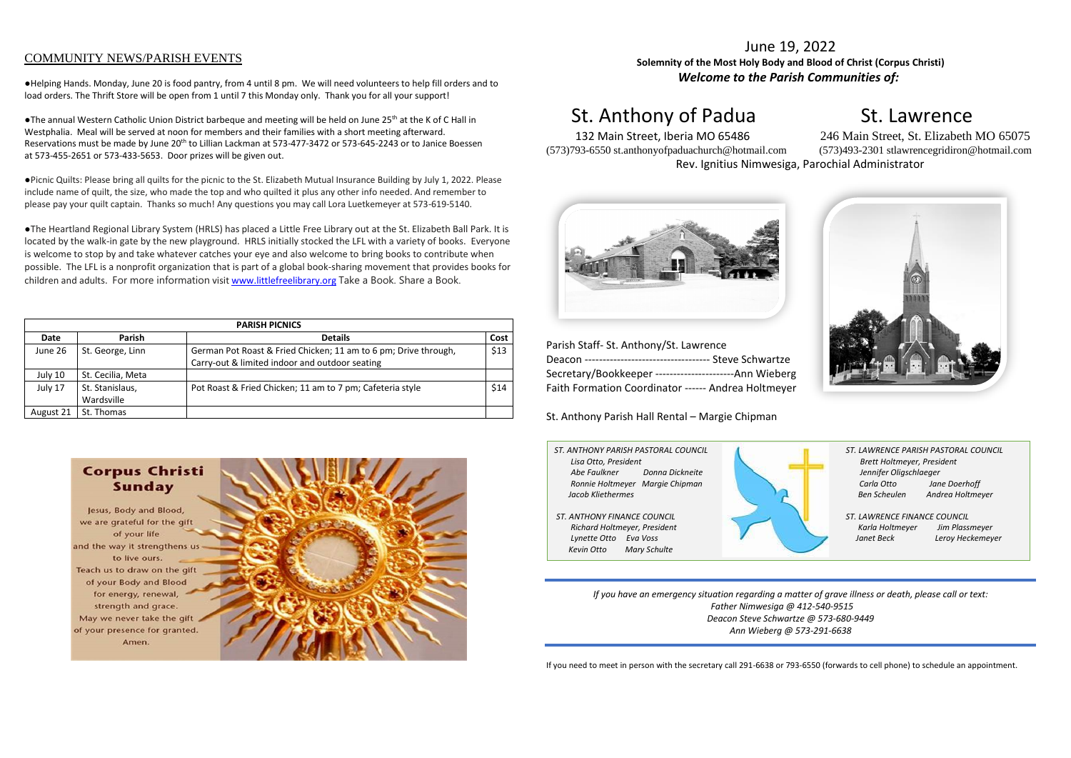## COMMUNITY NEWS/PARISH EVENTS

●Helping Hands. Monday, June 20 is food pantry, from 4 until 8 pm. We will need volunteers to help fill orders and to load orders. The Thrift Store will be open from 1 until 7 this Monday only. Thank you for all your support!

●The annual Western Catholic Union District barbeque and meeting will be held on June 25th at the K of C Hall in Westphalia. Meal will be served at noon for members and their families with a short meeting afterward. Reservations must be made by June 20th to Lillian Lackman at 573-477-3472 or 573-645-2243 or to Janice Boessen at 573-455-2651 or 573-433-5653. Door prizes will be given out.

●Picnic Quilts: Please bring all quilts for the picnic to the St. Elizabeth Mutual Insurance Building by July 1, 2022. Please include name of quilt, the size, who made the top and who quilted it plus any other info needed. And remember to please pay your quilt captain. Thanks so much! Any questions you may call Lora Luetkemeyer at 573-619-5140.

●The Heartland Regional Library System (HRLS) has placed a Little Free Library out at the St. Elizabeth Ball Park. It is located by the walk-in gate by the new playground. HRLS initially stocked the LFL with a variety of books. Everyone is welcome to stop by and take whatever catches your eye and also welcome to bring books to contribute when possible. The LFL is a nonprofit organization that is part of a global book-sharing movement that provides books for children and adults. For more information visit www.littlefreelibrary.org Take a Book. Share a Book.

| PARISH PICNICS | | | |
|---|---|---|---|
| **Date** | **Parish** | **Details** | **Cost** |
| June 26 | St. George, Linn | German Pot Roast & Fried Chicken; 11 am to 6 pm; Drive through, Carry-out & limited indoor and outdoor seating | $13 |
| July 10 | St. Cecilia, Meta | | |
| July 17 | St. Stanislaus, Wardsville | Pot Roast & Fried Chicken; 11 am to 7 pm; Cafeteria style | $14 |
| August 21 | St. Thomas | | |

**Corpus Christi Sunday**

Jesus, Body and Blood,
we are grateful for the gift of your life
and the way it strengthens us to live ours.
Teach us to draw on the gift of your Body and Blood
for energy, renewal, strength and grace.
May we never take the gift of your presence for granted.
Amen.

June 19, 2022

**Solemnity of the Most Holy Body and Blood of Christ (Corpus Christi)**

***Welcome to the Parish Communities of:***

# St. Anthony of Padua

132 Main Street, Iberia MO 65486
(573)793-6550 st.anthonyofpaduachurch@hotmail.com

# St. Lawrence

246 Main Street, St. Elizabeth MO 65075
(573)493-2301 stlawrencegridiron@hotmail.com

Rev. Ignitius Nimwesiga, Parochial Administrator

Parish Staff- St. Anthony/St. Lawrence
Deacon ----------------------------------- Steve Schwartze
Secretary/Bookkeeper ----------------------Ann Wieberg
Faith Formation Coordinator ------ Andrea Holtmeyer

St. Anthony Parish Hall Rental – Margie Chipman

*ST. ANTHONY PARISH PASTORAL COUNCIL*
*Lisa Otto, President*
*Abe Faulkner Donna Dickneite*
*Ronnie Holtmeyer Margie Chipman*
*Jacob Kliethermes*

*ST. ANTHONY FINANCE COUNCIL*
*Richard Holtmeyer, President*
*Lynette Otto Eva Voss*
*Kevin Otto Mary Schulte*

*ST. LAWRENCE PARISH PASTORAL COUNCIL*
*Brett Holtmeyer, President*
*Jennifer Oligschlaeger*
*Carla Otto Jane Doerhoff*
*Ben Scheulen Andrea Holtmeyer*

*ST. LAWRENCE FINANCE COUNCIL*
*Karla Holtmeyer Jim Plassmeyer*
*Janet Beck Leroy Heckemeyer*

*If you have an emergency situation regarding a matter of grave illness or death, please call or text:*
*Father Nimwesiga @ 412-540-9515*
*Deacon Steve Schwartze @ 573-680-9449*
*Ann Wieberg @ 573-291-6638*

If you need to meet in person with the secretary call 291-6638 or 793-6550 (forwards to cell phone) to schedule an appointment.